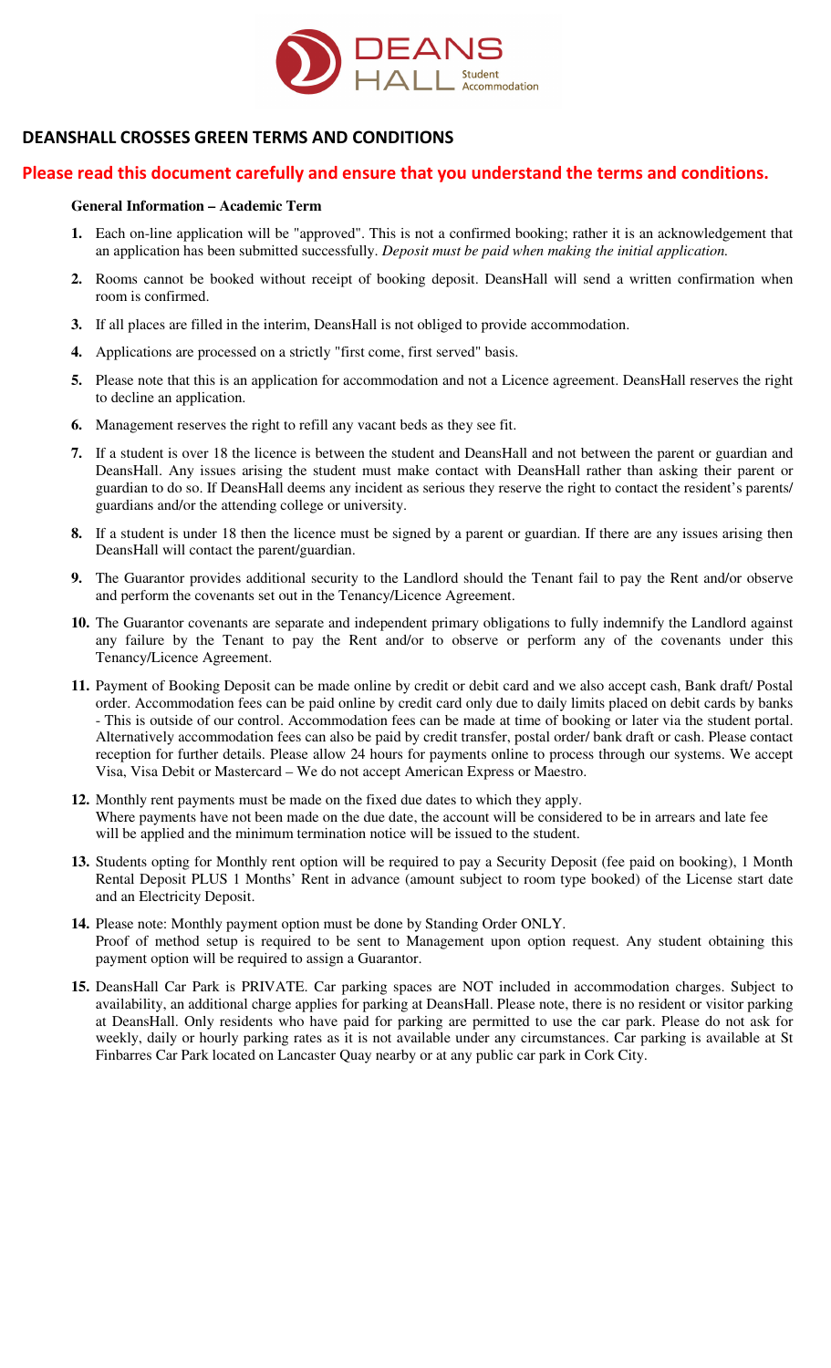# DEANSHALL CROSSES GREEN TERMS AND CONDITIONS

## Please read this document carefully and ensure that you understand the terms and conditions.

**General Information – Academic Term**

1. Each on-line application will be "approved". This is not a confirmed booking; rather it is an acknowledgement that an application has been submitted successfully. *Deposit must be paid when making the initial application.*

2. Rooms cannot be booked without receipt of booking deposit. DeansHall will send a written confirmation when room is confirmed.

3. If all places are filled in the interim, DeansHall is not obliged to provide accommodation.

4. Applications are processed on a strictly "first come, first served" basis.

5. Please note that this is an application for accommodation and not a Licence agreement. DeansHall reserves the right to decline an application.

6. Management reserves the right to refill any vacant beds as they see fit.

7. If a student is over 18 the licence is between the student and DeansHall and not between the parent or guardian and DeansHall. Any issues arising the student must make contact with DeansHall rather than asking their parent or guardian to do so. If DeansHall deems any incident as serious they reserve the right to contact the resident's parents/ guardians and/or the attending college or university.

8. If a student is under 18 then the licence must be signed by a parent or guardian. If there are any issues arising then DeansHall will contact the parent/guardian.

9. The Guarantor provides additional security to the Landlord should the Tenant fail to pay the Rent and/or observe and perform the covenants set out in the Tenancy/Licence Agreement.

10. The Guarantor covenants are separate and independent primary obligations to fully indemnify the Landlord against any failure by the Tenant to pay the Rent and/or to observe or perform any of the covenants under this Tenancy/Licence Agreement.

11. Payment of Booking Deposit can be made online by credit or debit card and we also accept cash, Bank draft/ Postal order. Accommodation fees can be paid online by credit card only due to daily limits placed on debit cards by banks - This is outside of our control. Accommodation fees can be made at time of booking or later via the student portal. Alternatively accommodation fees can also be paid by credit transfer, postal order/ bank draft or cash. Please contact reception for further details. Please allow 24 hours for payments online to process through our systems. We accept Visa, Visa Debit or Mastercard – We do not accept American Express or Maestro.

12. Monthly rent payments must be made on the fixed due dates to which they apply.
    Where payments have not been made on the due date, the account will be considered to be in arrears and late fee will be applied and the minimum termination notice will be issued to the student.

13. Students opting for Monthly rent option will be required to pay a Security Deposit (fee paid on booking), 1 Month Rental Deposit PLUS 1 Months' Rent in advance (amount subject to room type booked) of the License start date and an Electricity Deposit.

14. Please note: Monthly payment option must be done by Standing Order ONLY.
    Proof of method setup is required to be sent to Management upon option request. Any student obtaining this payment option will be required to assign a Guarantor.

15. DeansHall Car Park is PRIVATE. Car parking spaces are NOT included in accommodation charges. Subject to availability, an additional charge applies for parking at DeansHall. Please note, there is no resident or visitor parking at DeansHall. Only residents who have paid for parking are permitted to use the car park. Please do not ask for weekly, daily or hourly parking rates as it is not available under any circumstances. Car parking is available at St Finbarres Car Park located on Lancaster Quay nearby or at any public car park in Cork City.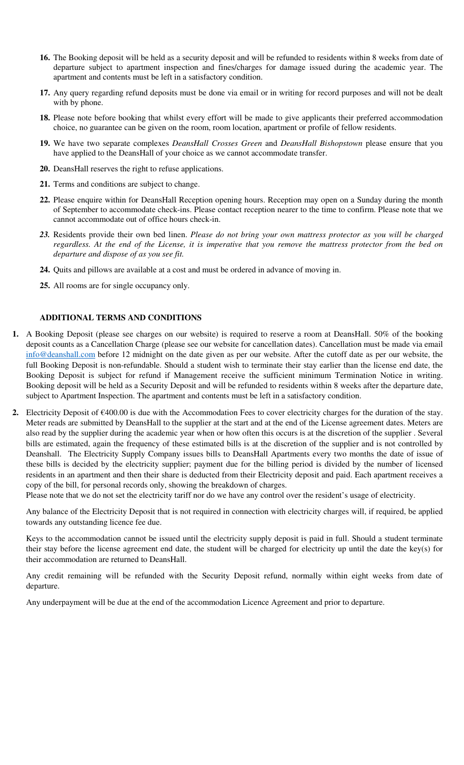16. The Booking deposit will be held as a security deposit and will be refunded to residents within 8 weeks from date of departure subject to apartment inspection and fines/charges for damage issued during the academic year. The apartment and contents must be left in a satisfactory condition.

17. Any query regarding refund deposits must be done via email or in writing for record purposes and will not be dealt with by phone.

18. Please note before booking that whilst every effort will be made to give applicants their preferred accommodation choice, no guarantee can be given on the room, room location, apartment or profile of fellow residents.

19. We have two separate complexes *DeansHall Crosses Green* and *DeansHall Bishopstown* please ensure that you have applied to the DeansHall of your choice as we cannot accommodate transfer.

20. DeansHall reserves the right to refuse applications.

21. Terms and conditions are subject to change.

22. Please enquire within for DeansHall Reception opening hours. Reception may open on a Sunday during the month of September to accommodate check-ins. Please contact reception nearer to the time to confirm. Please note that we cannot accommodate out of office hours check-in.

23. Residents provide their own bed linen. *Please do not bring your own mattress protector as you will be charged regardless. At the end of the License, it is imperative that you remove the mattress protector from the bed on departure and dispose of as you see fit.*

24. Quits and pillows are available at a cost and must be ordered in advance of moving in.

25. All rooms are for single occupancy only.

### ADDITIONAL TERMS AND CONDITIONS

1. A Booking Deposit (please see charges on our website) is required to reserve a room at DeansHall. 50% of the booking deposit counts as a Cancellation Charge (please see our website for cancellation dates). Cancellation must be made via email info@deanshall.com before 12 midnight on the date given as per our website. After the cutoff date as per our website, the full Booking Deposit is non-refundable. Should a student wish to terminate their stay earlier than the license end date, the Booking Deposit is subject for refund if Management receive the sufficient minimum Termination Notice in writing. Booking deposit will be held as a Security Deposit and will be refunded to residents within 8 weeks after the departure date, subject to Apartment Inspection. The apartment and contents must be left in a satisfactory condition.

2. Electricity Deposit of €400.00 is due with the Accommodation Fees to cover electricity charges for the duration of the stay. Meter reads are submitted by DeansHall to the supplier at the start and at the end of the License agreement dates. Meters are also read by the supplier during the academic year when or how often this occurs is at the discretion of the supplier . Several bills are estimated, again the frequency of these estimated bills is at the discretion of the supplier and is not controlled by Deanshall. The Electricity Supply Company issues bills to DeansHall Apartments every two months the date of issue of these bills is decided by the electricity supplier; payment due for the billing period is divided by the number of licensed residents in an apartment and then their share is deducted from their Electricity deposit and paid. Each apartment receives a copy of the bill, for personal records only, showing the breakdown of charges.
   Please note that we do not set the electricity tariff nor do we have any control over the resident's usage of electricity.

   Any balance of the Electricity Deposit that is not required in connection with electricity charges will, if required, be applied towards any outstanding licence fee due.

   Keys to the accommodation cannot be issued until the electricity supply deposit is paid in full. Should a student terminate their stay before the license agreement end date, the student will be charged for electricity up until the date the key(s) for their accommodation are returned to DeansHall.

   Any credit remaining will be refunded with the Security Deposit refund, normally within eight weeks from date of departure.

   Any underpayment will be due at the end of the accommodation Licence Agreement and prior to departure.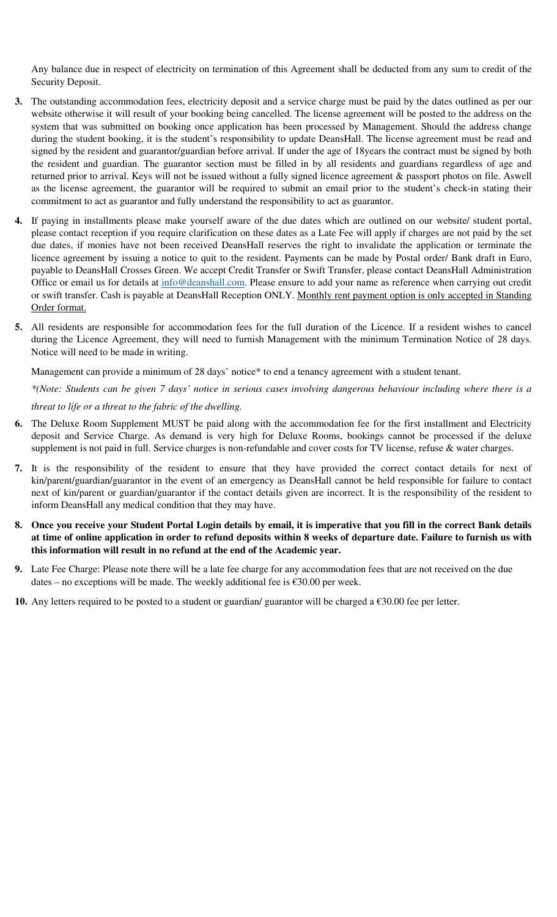Any balance due in respect of electricity on termination of this Agreement shall be deducted from any sum to credit of the Security Deposit.

3. The outstanding accommodation fees, electricity deposit and a service charge must be paid by the dates outlined as per our website otherwise it will result of your booking being cancelled. The license agreement will be posted to the address on the system that was submitted on booking once application has been processed by Management. Should the address change during the student booking, it is the student's responsibility to update DeansHall. The license agreement must be read and signed by the resident and guarantor/guardian before arrival. If under the age of 18years the contract must be signed by both the resident and guardian. The guarantor section must be filled in by all residents and guardians regardless of age and returned prior to arrival. Keys will not be issued without a fully signed licence agreement & passport photos on file. Aswell as the license agreement, the guarantor will be required to submit an email prior to the student's check-in stating their commitment to act as guarantor and fully understand the responsibility to act as guarantor.

4. If paying in installments please make yourself aware of the due dates which are outlined on our website/ student portal, please contact reception if you require clarification on these dates as a Late Fee will apply if charges are not paid by the set due dates, if monies have not been received DeansHall reserves the right to invalidate the application or terminate the licence agreement by issuing a notice to quit to the resident. Payments can be made by Postal order/ Bank draft in Euro, payable to DeansHall Crosses Green. We accept Credit Transfer or Swift Transfer, please contact DeansHall Administration Office or email us for details at info@deanshall.com. Please ensure to add your name as reference when carrying out credit or swift transfer. Cash is payable at DeansHall Reception ONLY. Monthly rent payment option is only accepted in Standing Order format.

5. All residents are responsible for accommodation fees for the full duration of the Licence. If a resident wishes to cancel during the Licence Agreement, they will need to furnish Management with the minimum Termination Notice of 28 days. Notice will need to be made in writing.

   Management can provide a minimum of 28 days' notice* to end a tenancy agreement with a student tenant.

   *\*(Note: Students can be given 7 days' notice in serious cases involving dangerous behaviour including where there is a threat to life or a threat to the fabric of the dwelling.*

6. The Deluxe Room Supplement MUST be paid along with the accommodation fee for the first installment and Electricity deposit and Service Charge. As demand is very high for Deluxe Rooms, bookings cannot be processed if the deluxe supplement is not paid in full. Service charges is non-refundable and cover costs for TV license, refuse & water charges.

7. It is the responsibility of the resident to ensure that they have provided the correct contact details for next of kin/parent/guardian/guarantor in the event of an emergency as DeansHall cannot be held responsible for failure to contact next of kin/parent or guardian/guarantor if the contact details given are incorrect. It is the responsibility of the resident to inform DeansHall any medical condition that they may have.

8. **Once you receive your Student Portal Login details by email, it is imperative that you fill in the correct Bank details at time of online application in order to refund deposits within 8 weeks of departure date. Failure to furnish us with this information will result in no refund at the end of the Academic year.**

9. Late Fee Charge: Please note there will be a late fee charge for any accommodation fees that are not received on the due dates – no exceptions will be made. The weekly additional fee is €30.00 per week.

10. Any letters required to be posted to a student or guardian/ guarantor will be charged a €30.00 fee per letter.